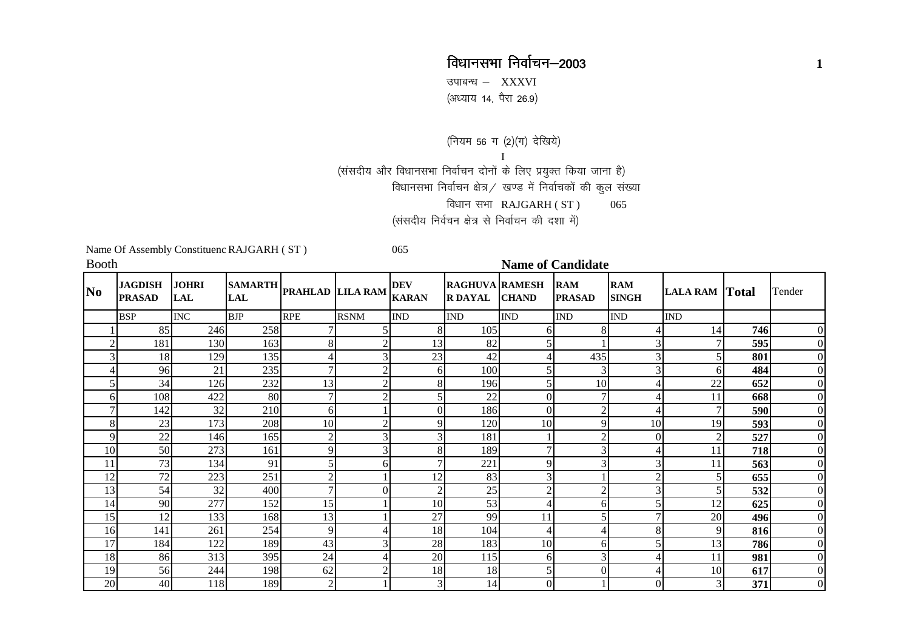# विधानसभा निर्वाचन–2003

उपाबन्ध – XXXVI

(अध्याय 14, पैरा 26.9)

(नियम 56 ग (2)(ग) देखिये)

I

(संसदीय और विधानसभा निर्वाचन दोनों के लिए प्रयुक्त किया जाना है)

विधानसभा निर्वाचन क्षेत्र / खण्ड में निर्वाचकों की कुल संख्या

विधान सभा RAJGARH ( ST ) 065

(संसदीय निर्वचन क्षेत्र से निर्वाचन की दशा में)

Name Of Assembly Constituenc RAJGARH ( ST ) 065

| Booth | Name of Candidate | | | | | | | | | | | | |
|---|---|---|---|---|---|---|---|---|---|---|---|---|---|
| **No** | **JAGDISH PRASAD** | **JOHRI LAL** | **SAMARTH LAL** | **PRAHLAD** | **LILA RAM** | **DEV KARAN** | **RAGHUVA R DAYAL** | **RAMESH CHAND** | **RAM PRASAD** | **RAM SINGH** | **LALA RAM** | **Total** | Tender |
| | BSP | INC | BJP | RPE | RSNM | IND | IND | IND | IND | IND | IND | | |
| 1 | 85 | 246 | 258 | 7 | 5 | 8 | 105 | 6 | 8 | 4 | 14 | **746** | 0 |
| 2 | 181 | 130 | 163 | 8 | 2 | 13 | 82 | 5 | 1 | 3 | 7 | **595** | 0 |
| 3 | 18 | 129 | 135 | 4 | 3 | 23 | 42 | 4 | 435 | 3 | 5 | **801** | 0 |
| 4 | 96 | 21 | 235 | 7 | 2 | 6 | 100 | 5 | 3 | 3 | 6 | **484** | 0 |
| 5 | 34 | 126 | 232 | 13 | 2 | 8 | 196 | 5 | 10 | 4 | 22 | **652** | 0 |
| 6 | 108 | 422 | 80 | 7 | 2 | 5 | 22 | 0 | 7 | 4 | 11 | **668** | 0 |
| 7 | 142 | 32 | 210 | 6 | 1 | 0 | 186 | 0 | 2 | 4 | 7 | **590** | 0 |
| 8 | 23 | 173 | 208 | 10 | 2 | 9 | 120 | 10 | 9 | 10 | 19 | **593** | 0 |
| 9 | 22 | 146 | 165 | 2 | 3 | 3 | 181 | 1 | 2 | 0 | 2 | **527** | 0 |
| 10 | 50 | 273 | 161 | 9 | 3 | 8 | 189 | 7 | 3 | 4 | 11 | **718** | 0 |
| 11 | 73 | 134 | 91 | 5 | 6 | 7 | 221 | 9 | 3 | 3 | 11 | **563** | 0 |
| 12 | 72 | 223 | 251 | 2 | 1 | 12 | 83 | 3 | 1 | 2 | 5 | **655** | 0 |
| 13 | 54 | 32 | 400 | 7 | 0 | 2 | 25 | 2 | 2 | 3 | 5 | **532** | 0 |
| 14 | 90 | 277 | 152 | 15 | 1 | 10 | 53 | 4 | 6 | 5 | 12 | **625** | 0 |
| 15 | 12 | 133 | 168 | 13 | 1 | 27 | 99 | 11 | 5 | 7 | 20 | **496** | 0 |
| 16 | 141 | 261 | 254 | 9 | 4 | 18 | 104 | 4 | 4 | 8 | 9 | **816** | 0 |
| 17 | 184 | 122 | 189 | 43 | 3 | 28 | 183 | 10 | 6 | 5 | 13 | **786** | 0 |
| 18 | 86 | 313 | 395 | 24 | 4 | 20 | 115 | 6 | 3 | 4 | 11 | **981** | 0 |
| 19 | 56 | 244 | 198 | 62 | 2 | 18 | 18 | 5 | 0 | 4 | 10 | **617** | 0 |
| 20 | 40 | 118 | 189 | 2 | 1 | 3 | 14 | 0 | 1 | 0 | 3 | **371** | 0 |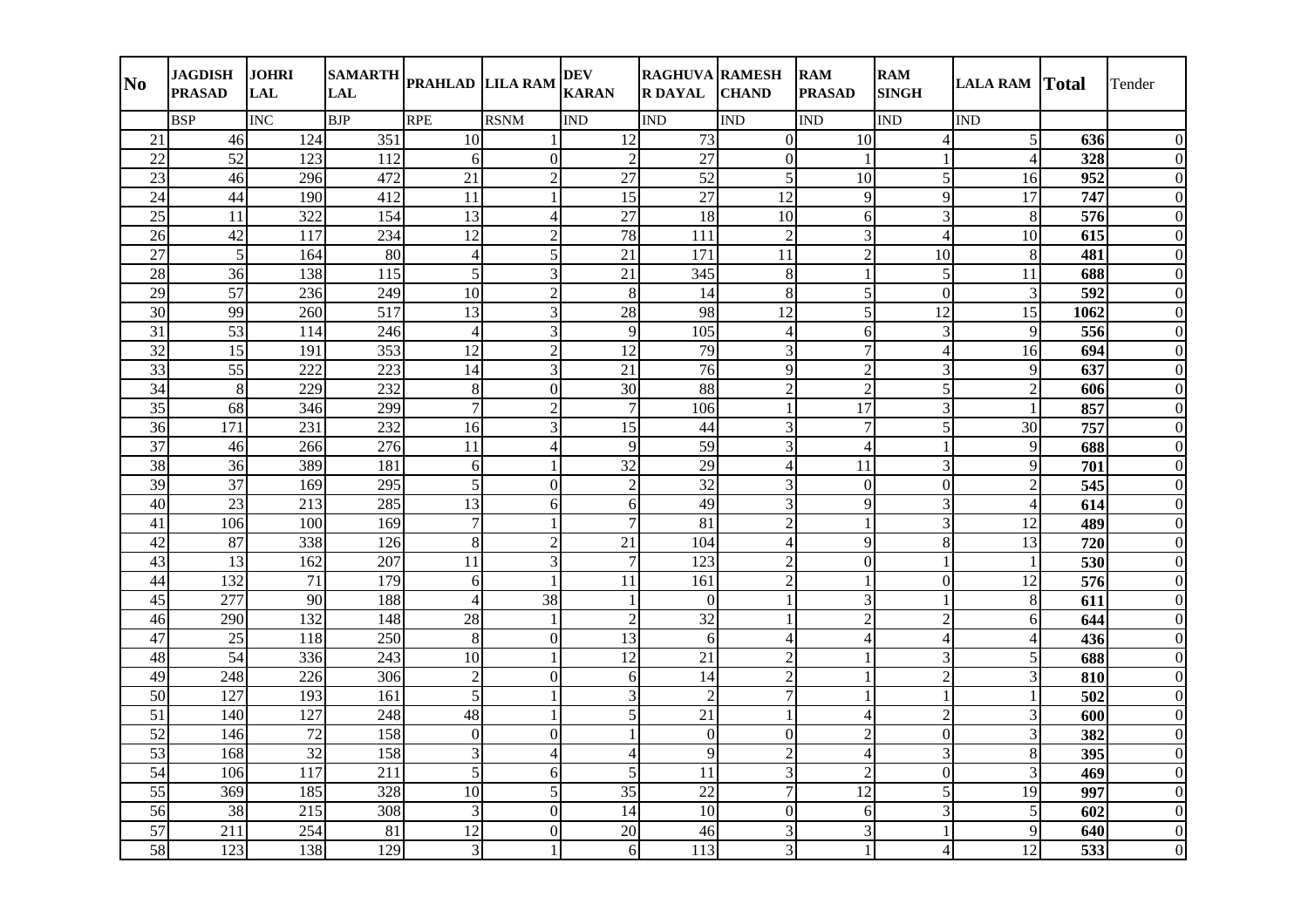| No | JAGDISH PRASAD | JOHRI LAL | SAMARTH LAL | PRAHLAD | LILA RAM | DEV KARAN | RAGHUVA R DAYAL | RAMESH CHAND | RAM PRASAD | RAM SINGH | LALA RAM | Total | Tender |
|---|---|---|---|---|---|---|---|---|---|---|---|---|---|
| | BSP | INC | BJP | RPE | RSNM | IND | IND | IND | IND | IND | IND | | |
| 21 | 46 | 124 | 351 | 10 | 1 | 12 | 73 | 0 | 10 | 4 | 5 | **636** | 0 |
| 22 | 52 | 123 | 112 | 6 | 0 | 2 | 27 | 0 | 1 | 1 | 4 | **328** | 0 |
| 23 | 46 | 296 | 472 | 21 | 2 | 27 | 52 | 5 | 10 | 5 | 16 | **952** | 0 |
| 24 | 44 | 190 | 412 | 11 | 1 | 15 | 27 | 12 | 9 | 9 | 17 | **747** | 0 |
| 25 | 11 | 322 | 154 | 13 | 4 | 27 | 18 | 10 | 6 | 3 | 8 | **576** | 0 |
| 26 | 42 | 117 | 234 | 12 | 2 | 78 | 111 | 2 | 3 | 4 | 10 | **615** | 0 |
| 27 | 5 | 164 | 80 | 4 | 5 | 21 | 171 | 11 | 2 | 10 | 8 | **481** | 0 |
| 28 | 36 | 138 | 115 | 5 | 3 | 21 | 345 | 8 | 1 | 5 | 11 | **688** | 0 |
| 29 | 57 | 236 | 249 | 10 | 2 | 8 | 14 | 8 | 5 | 0 | 3 | **592** | 0 |
| 30 | 99 | 260 | 517 | 13 | 3 | 28 | 98 | 12 | 5 | 12 | 15 | **1062** | 0 |
| 31 | 53 | 114 | 246 | 4 | 3 | 9 | 105 | 4 | 6 | 3 | 9 | **556** | 0 |
| 32 | 15 | 191 | 353 | 12 | 2 | 12 | 79 | 3 | 7 | 4 | 16 | **694** | 0 |
| 33 | 55 | 222 | 223 | 14 | 3 | 21 | 76 | 9 | 2 | 3 | 9 | **637** | 0 |
| 34 | 8 | 229 | 232 | 8 | 0 | 30 | 88 | 2 | 2 | 5 | 2 | **606** | 0 |
| 35 | 68 | 346 | 299 | 7 | 2 | 7 | 106 | 1 | 17 | 3 | 1 | **857** | 0 |
| 36 | 171 | 231 | 232 | 16 | 3 | 15 | 44 | 3 | 7 | 5 | 30 | **757** | 0 |
| 37 | 46 | 266 | 276 | 11 | 4 | 9 | 59 | 3 | 4 | 1 | 9 | **688** | 0 |
| 38 | 36 | 389 | 181 | 6 | 1 | 32 | 29 | 4 | 11 | 3 | 9 | **701** | 0 |
| 39 | 37 | 169 | 295 | 5 | 0 | 2 | 32 | 3 | 0 | 0 | 2 | **545** | 0 |
| 40 | 23 | 213 | 285 | 13 | 6 | 6 | 49 | 3 | 9 | 3 | 4 | **614** | 0 |
| 41 | 106 | 100 | 169 | 7 | 1 | 7 | 81 | 2 | 1 | 3 | 12 | **489** | 0 |
| 42 | 87 | 338 | 126 | 8 | 2 | 21 | 104 | 4 | 9 | 8 | 13 | **720** | 0 |
| 43 | 13 | 162 | 207 | 11 | 3 | 7 | 123 | 2 | 0 | 1 | 1 | **530** | 0 |
| 44 | 132 | 71 | 179 | 6 | 1 | 11 | 161 | 2 | 1 | 0 | 12 | **576** | 0 |
| 45 | 277 | 90 | 188 | 4 | 38 | 1 | 0 | 1 | 3 | 1 | 8 | **611** | 0 |
| 46 | 290 | 132 | 148 | 28 | 1 | 2 | 32 | 1 | 2 | 2 | 6 | **644** | 0 |
| 47 | 25 | 118 | 250 | 8 | 0 | 13 | 6 | 4 | 4 | 4 | 4 | **436** | 0 |
| 48 | 54 | 336 | 243 | 10 | 1 | 12 | 21 | 2 | 1 | 3 | 5 | **688** | 0 |
| 49 | 248 | 226 | 306 | 2 | 0 | 6 | 14 | 2 | 1 | 2 | 3 | **810** | 0 |
| 50 | 127 | 193 | 161 | 5 | 1 | 3 | 2 | 7 | 1 | 1 | 1 | **502** | 0 |
| 51 | 140 | 127 | 248 | 48 | 1 | 5 | 21 | 1 | 4 | 2 | 3 | **600** | 0 |
| 52 | 146 | 72 | 158 | 0 | 0 | 1 | 0 | 0 | 2 | 0 | 3 | **382** | 0 |
| 53 | 168 | 32 | 158 | 3 | 4 | 4 | 9 | 2 | 4 | 3 | 8 | **395** | 0 |
| 54 | 106 | 117 | 211 | 5 | 6 | 5 | 11 | 3 | 2 | 0 | 3 | **469** | 0 |
| 55 | 369 | 185 | 328 | 10 | 5 | 35 | 22 | 7 | 12 | 5 | 19 | **997** | 0 |
| 56 | 38 | 215 | 308 | 3 | 0 | 14 | 10 | 0 | 6 | 3 | 5 | **602** | 0 |
| 57 | 211 | 254 | 81 | 12 | 0 | 20 | 46 | 3 | 3 | 1 | 9 | **640** | 0 |
| 58 | 123 | 138 | 129 | 3 | 1 | 6 | 113 | 3 | 1 | 4 | 12 | **533** | 0 |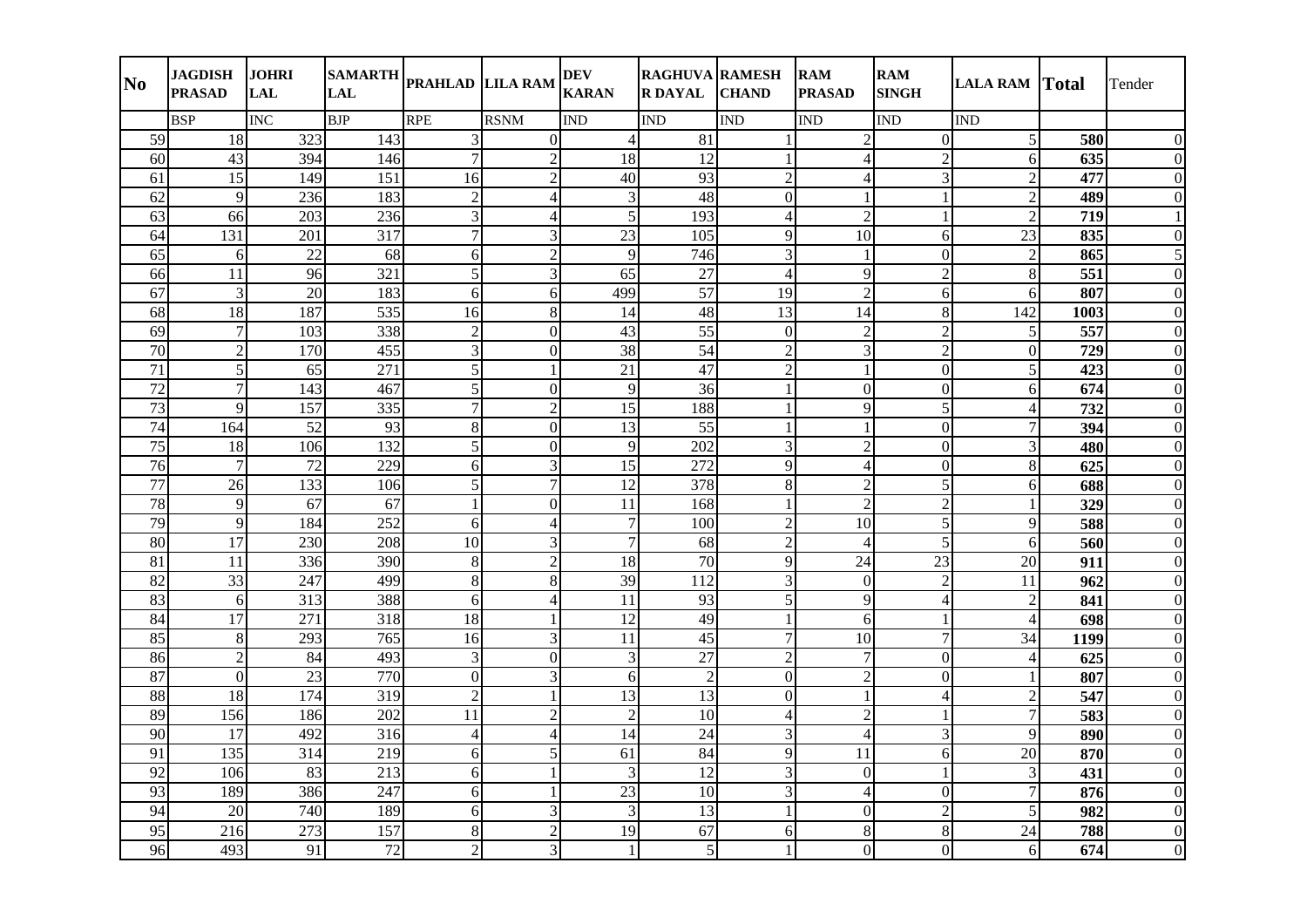| No | JAGDISH PRASAD | JOHRI LAL | SAMARTH LAL | PRAHLAD | LILA RAM | DEV KARAN | RAGHUVAR DAYAL | RAMESH CHAND | RAM PRASAD | RAM SINGH | LALA RAM | Total | Tender |
|---|---|---|---|---|---|---|---|---|---|---|---|---|---|
| | BSP | INC | BJP | RPE | RSNM | IND | IND | IND | IND | IND | IND | | |
| 59 | 18 | 323 | 143 | 3 | 0 | 4 | 81 | 1 | 2 | 0 | 5 | **580** | 0 |
| 60 | 43 | 394 | 146 | 7 | 2 | 18 | 12 | 1 | 4 | 2 | 6 | **635** | 0 |
| 61 | 15 | 149 | 151 | 16 | 2 | 40 | 93 | 2 | 4 | 3 | 2 | **477** | 0 |
| 62 | 9 | 236 | 183 | 2 | 4 | 3 | 48 | 0 | 1 | 1 | 2 | **489** | 0 |
| 63 | 66 | 203 | 236 | 3 | 4 | 5 | 193 | 4 | 2 | 1 | 2 | **719** | 1 |
| 64 | 131 | 201 | 317 | 7 | 3 | 23 | 105 | 9 | 10 | 6 | 23 | **835** | 0 |
| 65 | 6 | 22 | 68 | 6 | 2 | 9 | 746 | 3 | 1 | 0 | 2 | **865** | 5 |
| 66 | 11 | 96 | 321 | 5 | 3 | 65 | 27 | 4 | 9 | 2 | 8 | **551** | 0 |
| 67 | 3 | 20 | 183 | 6 | 6 | 499 | 57 | 19 | 2 | 6 | 6 | **807** | 0 |
| 68 | 18 | 187 | 535 | 16 | 8 | 14 | 48 | 13 | 14 | 8 | 142 | **1003** | 0 |
| 69 | 7 | 103 | 338 | 2 | 0 | 43 | 55 | 0 | 2 | 2 | 5 | **557** | 0 |
| 70 | 2 | 170 | 455 | 3 | 0 | 38 | 54 | 2 | 3 | 2 | 0 | **729** | 0 |
| 71 | 5 | 65 | 271 | 5 | 1 | 21 | 47 | 2 | 1 | 0 | 5 | **423** | 0 |
| 72 | 7 | 143 | 467 | 5 | 0 | 9 | 36 | 1 | 0 | 0 | 6 | **674** | 0 |
| 73 | 9 | 157 | 335 | 7 | 2 | 15 | 188 | 1 | 9 | 5 | 4 | **732** | 0 |
| 74 | 164 | 52 | 93 | 8 | 0 | 13 | 55 | 1 | 1 | 0 | 7 | **394** | 0 |
| 75 | 18 | 106 | 132 | 5 | 0 | 9 | 202 | 3 | 2 | 0 | 3 | **480** | 0 |
| 76 | 7 | 72 | 229 | 6 | 3 | 15 | 272 | 9 | 4 | 0 | 8 | **625** | 0 |
| 77 | 26 | 133 | 106 | 5 | 7 | 12 | 378 | 8 | 2 | 5 | 6 | **688** | 0 |
| 78 | 9 | 67 | 67 | 1 | 0 | 11 | 168 | 1 | 2 | 2 | 1 | **329** | 0 |
| 79 | 9 | 184 | 252 | 6 | 4 | 7 | 100 | 2 | 10 | 5 | 9 | **588** | 0 |
| 80 | 17 | 230 | 208 | 10 | 3 | 7 | 68 | 2 | 4 | 5 | 6 | **560** | 0 |
| 81 | 11 | 336 | 390 | 8 | 2 | 18 | 70 | 9 | 24 | 23 | 20 | **911** | 0 |
| 82 | 33 | 247 | 499 | 8 | 8 | 39 | 112 | 3 | 0 | 2 | 11 | **962** | 0 |
| 83 | 6 | 313 | 388 | 6 | 4 | 11 | 93 | 5 | 9 | 4 | 2 | **841** | 0 |
| 84 | 17 | 271 | 318 | 18 | 1 | 12 | 49 | 1 | 6 | 1 | 4 | **698** | 0 |
| 85 | 8 | 293 | 765 | 16 | 3 | 11 | 45 | 7 | 10 | 7 | 34 | **1199** | 0 |
| 86 | 2 | 84 | 493 | 3 | 0 | 3 | 27 | 2 | 7 | 0 | 4 | **625** | 0 |
| 87 | 0 | 23 | 770 | 0 | 3 | 6 | 2 | 0 | 2 | 0 | 1 | **807** | 0 |
| 88 | 18 | 174 | 319 | 2 | 1 | 13 | 13 | 0 | 1 | 4 | 2 | **547** | 0 |
| 89 | 156 | 186 | 202 | 11 | 2 | 2 | 10 | 4 | 2 | 1 | 7 | **583** | 0 |
| 90 | 17 | 492 | 316 | 4 | 4 | 14 | 24 | 3 | 4 | 3 | 9 | **890** | 0 |
| 91 | 135 | 314 | 219 | 6 | 5 | 61 | 84 | 9 | 11 | 6 | 20 | **870** | 0 |
| 92 | 106 | 83 | 213 | 6 | 1 | 3 | 12 | 3 | 0 | 1 | 3 | **431** | 0 |
| 93 | 189 | 386 | 247 | 6 | 1 | 23 | 10 | 3 | 4 | 0 | 7 | **876** | 0 |
| 94 | 20 | 740 | 189 | 6 | 3 | 3 | 13 | 1 | 0 | 2 | 5 | **982** | 0 |
| 95 | 216 | 273 | 157 | 8 | 2 | 19 | 67 | 6 | 8 | 8 | 24 | **788** | 0 |
| 96 | 493 | 91 | 72 | 2 | 3 | 1 | 5 | 1 | 0 | 0 | 6 | **674** | 0 |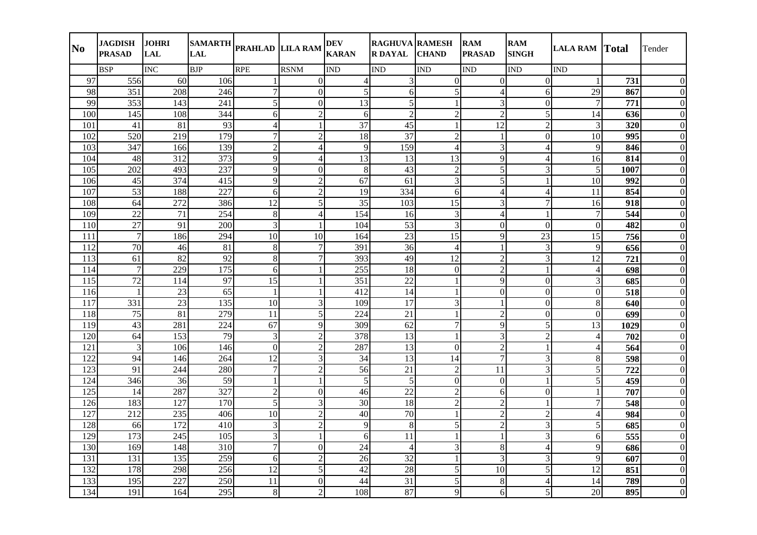| No | JAGDISH PRASAD | JOHRI LAL | SAMARTH LAL | PRAHLAD | LILA RAM | DEV KARAN | RAGHUVA R DAYAL | RAMESH CHAND | RAM PRASAD | RAM SINGH | LALA RAM | Total | Tender |
|---|---|---|---|---|---|---|---|---|---|---|---|---|---|
| | BSP | INC | BJP | RPE | RSNM | IND | IND | IND | IND | IND | IND | | |
| 97 | 556 | 60 | 106 | 1 | 0 | 4 | 3 | 0 | 0 | 0 | 1 | **731** | 0 |
| 98 | 351 | 208 | 246 | 7 | 0 | 5 | 6 | 5 | 4 | 6 | 29 | **867** | 0 |
| 99 | 353 | 143 | 241 | 5 | 0 | 13 | 5 | 1 | 3 | 0 | 7 | **771** | 0 |
| 100 | 145 | 108 | 344 | 6 | 2 | 6 | 2 | 2 | 2 | 5 | 14 | **636** | 0 |
| 101 | 41 | 81 | 93 | 4 | 1 | 37 | 45 | 1 | 12 | 2 | 3 | **320** | 0 |
| 102 | 520 | 219 | 179 | 7 | 2 | 18 | 37 | 2 | 1 | 0 | 10 | **995** | 0 |
| 103 | 347 | 166 | 139 | 2 | 4 | 9 | 159 | 4 | 3 | 4 | 9 | **846** | 0 |
| 104 | 48 | 312 | 373 | 9 | 4 | 13 | 13 | 13 | 9 | 4 | 16 | **814** | 0 |
| 105 | 202 | 493 | 237 | 9 | 0 | 8 | 43 | 2 | 5 | 3 | 5 | **1007** | 0 |
| 106 | 45 | 374 | 415 | 9 | 2 | 67 | 61 | 3 | 5 | 1 | 10 | **992** | 0 |
| 107 | 53 | 188 | 227 | 6 | 2 | 19 | 334 | 6 | 4 | 4 | 11 | **854** | 0 |
| 108 | 64 | 272 | 386 | 12 | 5 | 35 | 103 | 15 | 3 | 7 | 16 | **918** | 0 |
| 109 | 22 | 71 | 254 | 8 | 4 | 154 | 16 | 3 | 4 | 1 | 7 | **544** | 0 |
| 110 | 27 | 91 | 200 | 3 | 1 | 104 | 53 | 3 | 0 | 0 | 0 | **482** | 0 |
| 111 | 7 | 186 | 294 | 10 | 10 | 164 | 23 | 15 | 9 | 23 | 15 | **756** | 0 |
| 112 | 70 | 46 | 81 | 8 | 7 | 391 | 36 | 4 | 1 | 3 | 9 | **656** | 0 |
| 113 | 61 | 82 | 92 | 8 | 7 | 393 | 49 | 12 | 2 | 3 | 12 | **721** | 0 |
| 114 | 7 | 229 | 175 | 6 | 1 | 255 | 18 | 0 | 2 | 1 | 4 | **698** | 0 |
| 115 | 72 | 114 | 97 | 15 | 1 | 351 | 22 | 1 | 9 | 0 | 3 | **685** | 0 |
| 116 | 1 | 23 | 65 | 1 | 1 | 412 | 14 | 1 | 0 | 0 | 0 | **518** | 0 |
| 117 | 331 | 23 | 135 | 10 | 3 | 109 | 17 | 3 | 1 | 0 | 8 | **640** | 0 |
| 118 | 75 | 81 | 279 | 11 | 5 | 224 | 21 | 1 | 2 | 0 | 0 | **699** | 0 |
| 119 | 43 | 281 | 224 | 67 | 9 | 309 | 62 | 7 | 9 | 5 | 13 | **1029** | 0 |
| 120 | 64 | 153 | 79 | 3 | 2 | 378 | 13 | 1 | 3 | 2 | 4 | **702** | 0 |
| 121 | 3 | 106 | 146 | 0 | 2 | 287 | 13 | 0 | 2 | 1 | 4 | **564** | 0 |
| 122 | 94 | 146 | 264 | 12 | 3 | 34 | 13 | 14 | 7 | 3 | 8 | **598** | 0 |
| 123 | 91 | 244 | 280 | 7 | 2 | 56 | 21 | 2 | 11 | 3 | 5 | **722** | 0 |
| 124 | 346 | 36 | 59 | 1 | 1 | 5 | 5 | 0 | 0 | 1 | 5 | **459** | 0 |
| 125 | 14 | 287 | 327 | 2 | 0 | 46 | 22 | 2 | 6 | 0 | 1 | **707** | 0 |
| 126 | 183 | 127 | 170 | 5 | 3 | 30 | 18 | 2 | 2 | 1 | 7 | **548** | 0 |
| 127 | 212 | 235 | 406 | 10 | 2 | 40 | 70 | 1 | 2 | 2 | 4 | **984** | 0 |
| 128 | 66 | 172 | 410 | 3 | 2 | 9 | 8 | 5 | 2 | 3 | 5 | **685** | 0 |
| 129 | 173 | 245 | 105 | 3 | 1 | 6 | 11 | 1 | 1 | 3 | 6 | **555** | 0 |
| 130 | 169 | 148 | 310 | 7 | 0 | 24 | 4 | 3 | 8 | 4 | 9 | **686** | 0 |
| 131 | 131 | 135 | 259 | 6 | 2 | 26 | 32 | 1 | 3 | 3 | 9 | **607** | 0 |
| 132 | 178 | 298 | 256 | 12 | 5 | 42 | 28 | 5 | 10 | 5 | 12 | **851** | 0 |
| 133 | 195 | 227 | 250 | 11 | 0 | 44 | 31 | 5 | 8 | 4 | 14 | **789** | 0 |
| 134 | 191 | 164 | 295 | 8 | 2 | 108 | 87 | 9 | 6 | 5 | 20 | **895** | 0 |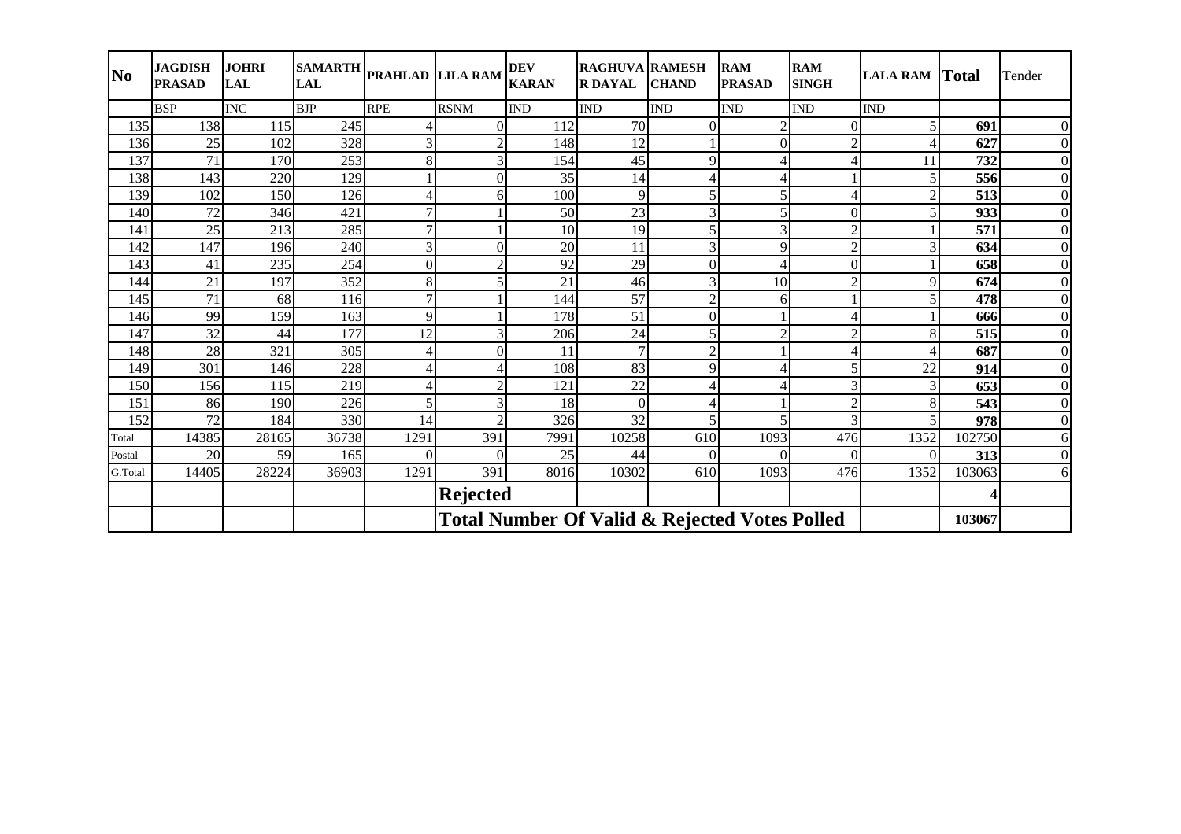| No | JAGDISH PRASAD | JOHRI LAL | SAMARTH LAL | PRAHLAD | LILA RAM | DEV KARAN | RAGHUVA R DAYAL | RAMESH CHAND | RAM PRASAD | RAM SINGH | LALA RAM | Total | Tender |
|---|---|---|---|---|---|---|---|---|---|---|---|---|---|
| | BSP | INC | BJP | RPE | RSNM | IND | IND | IND | IND | IND | IND | | |
| 135 | 138 | 115 | 245 | 4 | 0 | 112 | 70 | 0 | 2 | 0 | 5 | **691** | 0 |
| 136 | 25 | 102 | 328 | 3 | 2 | 148 | 12 | 1 | 0 | 2 | 4 | **627** | 0 |
| 137 | 71 | 170 | 253 | 8 | 3 | 154 | 45 | 9 | 4 | 4 | 11 | **732** | 0 |
| 138 | 143 | 220 | 129 | 1 | 0 | 35 | 14 | 4 | 4 | 1 | 5 | **556** | 0 |
| 139 | 102 | 150 | 126 | 4 | 6 | 100 | 9 | 5 | 5 | 4 | 2 | **513** | 0 |
| 140 | 72 | 346 | 421 | 7 | 1 | 50 | 23 | 3 | 5 | 0 | 5 | **933** | 0 |
| 141 | 25 | 213 | 285 | 7 | 1 | 10 | 19 | 5 | 3 | 2 | 1 | **571** | 0 |
| 142 | 147 | 196 | 240 | 3 | 0 | 20 | 11 | 3 | 9 | 2 | 3 | **634** | 0 |
| 143 | 41 | 235 | 254 | 0 | 2 | 92 | 29 | 0 | 4 | 0 | 1 | **658** | 0 |
| 144 | 21 | 197 | 352 | 8 | 5 | 21 | 46 | 3 | 10 | 2 | 9 | **674** | 0 |
| 145 | 71 | 68 | 116 | 7 | 1 | 144 | 57 | 2 | 6 | 1 | 5 | **478** | 0 |
| 146 | 99 | 159 | 163 | 9 | 1 | 178 | 51 | 0 | 1 | 4 | 1 | **666** | 0 |
| 147 | 32 | 44 | 177 | 12 | 3 | 206 | 24 | 5 | 2 | 2 | 8 | **515** | 0 |
| 148 | 28 | 321 | 305 | 4 | 0 | 11 | 7 | 2 | 1 | 4 | 4 | **687** | 0 |
| 149 | 301 | 146 | 228 | 4 | 4 | 108 | 83 | 9 | 4 | 5 | 22 | **914** | 0 |
| 150 | 156 | 115 | 219 | 4 | 2 | 121 | 22 | 4 | 4 | 3 | 3 | **653** | 0 |
| 151 | 86 | 190 | 226 | 5 | 3 | 18 | 0 | 4 | 1 | 2 | 8 | **543** | 0 |
| 152 | 72 | 184 | 330 | 14 | 2 | 326 | 32 | 5 | 5 | 3 | 5 | **978** | 0 |
| Total | 14385 | 28165 | 36738 | 1291 | 391 | 7991 | 10258 | 610 | 1093 | 476 | 1352 | 102750 | 6 |
| Postal | 20 | 59 | 165 | 0 | 0 | 25 | 44 | 0 | 0 | 0 | 0 | **313** | 0 |
| G.Total | 14405 | 28224 | 36903 | 1291 | 391 | 8016 | 10302 | 610 | 1093 | 476 | 1352 | 103063 | 6 |
| | | | | | **Rejected** | | | | | | | **4** | |
| | | | | | **Total Number Of Valid & Rejected Votes Polled** | | | | | | | **103067** | |